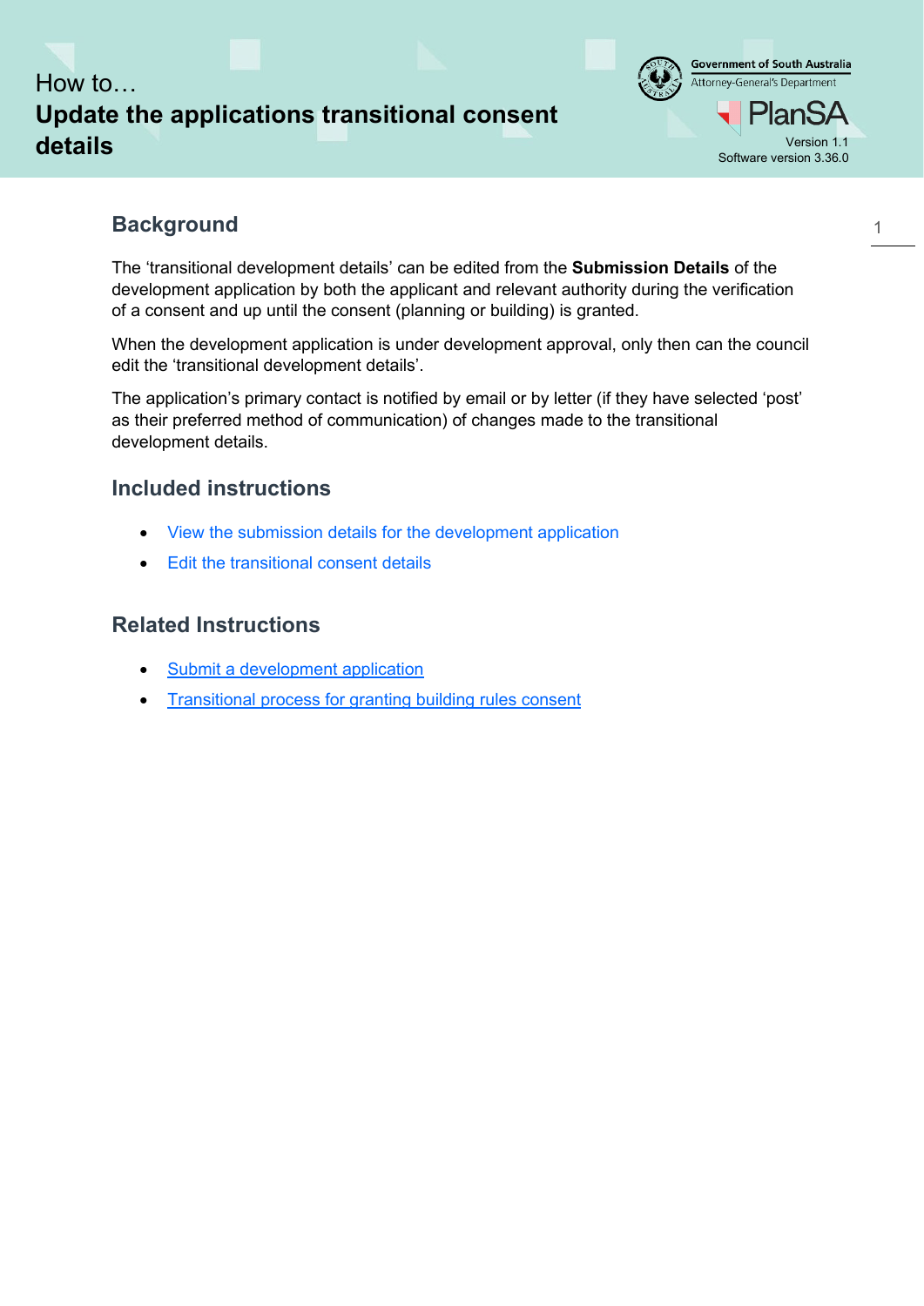How to…

# Update the applications transitional consent details

Government of South Australia
Attorney-General's Department

PlanSA

Version 1.1
Software version 3.36.0

## Background

The 'transitional development details' can be edited from the **Submission Details** of the development application by both the applicant and relevant authority during the verification of a consent and up until the consent (planning or building) is granted.

When the development application is under development approval, only then can the council edit the 'transitional development details'.

The application's primary contact is notified by email or by letter (if they have selected 'post' as their preferred method of communication) of changes made to the transitional development details.

## Included instructions

- View the submission details for the development application
- Edit the transitional consent details

## Related Instructions

- Submit a development application
- Transitional process for granting building rules consent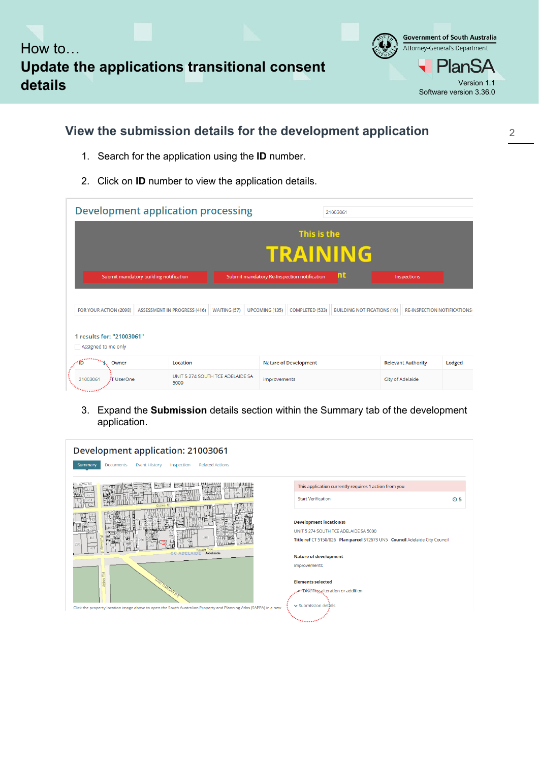# How to…
# Update the applications transitional consent details

## View the submission details for the development application

1. Search for the application using the **ID** number.
2. Click on **ID** number to view the application details.

3. Expand the **Submission** details section within the Summary tab of the development application.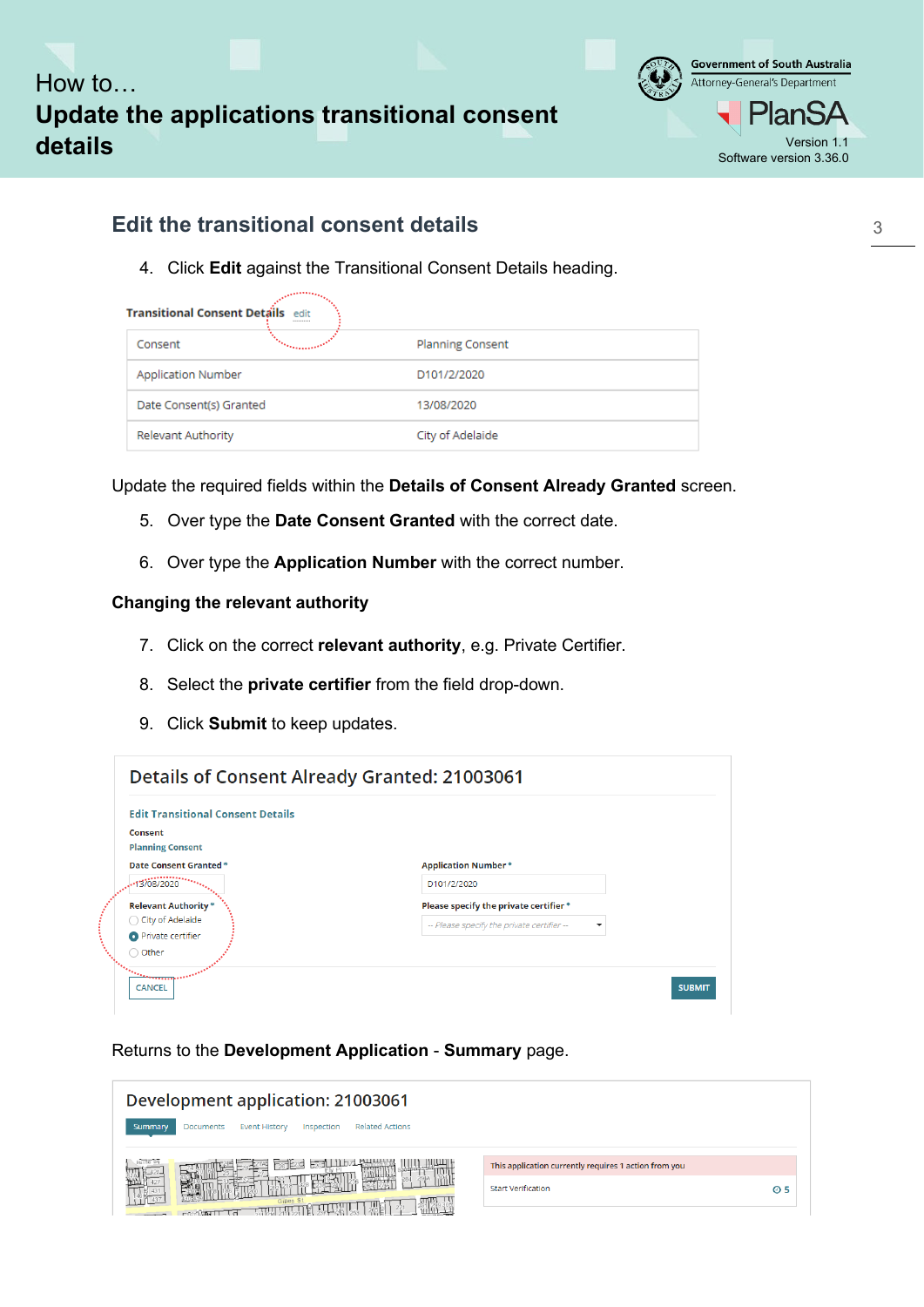## Edit the transitional consent details

4. Click **Edit** against the Transitional Consent Details heading.

**Transitional Consent Details** edit

| | |
|---|---|
| Consent | Planning Consent |
| Application Number | D101/2/2020 |
| Date Consent(s) Granted | 13/08/2020 |
| Relevant Authority | City of Adelaide |

Update the required fields within the **Details of Consent Already Granted** screen.

5. Over type the **Date Consent Granted** with the correct date.
6. Over type the **Application Number** with the correct number.

### Changing the relevant authority

7. Click on the correct **relevant authority**, e.g. Private Certifier.
8. Select the **private certifier** from the field drop-down.
9. Click **Submit** to keep updates.

Returns to the **Development Application** - **Summary** page.